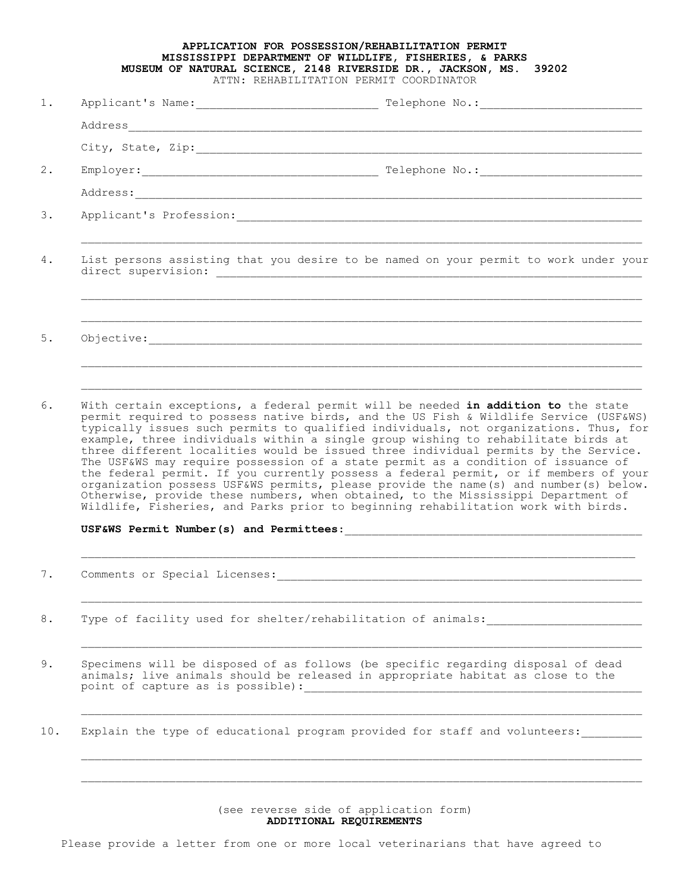**APPLICATION FOR POSSESSION/REHABILITATION PERMIT**
**MISSISSIPPI DEPARTMENT OF WILDLIFE, FISHERIES, & PARKS**
**MUSEUM OF NATURAL SCIENCE, 2148 RIVERSIDE DR., JACKSON, MS. 39202**
ATTN: REHABILITATION PERMIT COORDINATOR

1. Applicant's Name:__________________________ Telephone No.:________________________

   Address____________________________________________________________________________

   City, State, Zip:__________________________________________________________________

2. Employer:__________________________________ Telephone No.:________________________

   Address:___________________________________________________________________________

3. Applicant's Profession:____________________________________________________________

   ___________________________________________________________________________________

4. List persons assisting that you desire to be named on your permit to work under your direct supervision: ______________________________________________________________

   ___________________________________________________________________________________

   ___________________________________________________________________________________

5. Objective:_________________________________________________________________________

   ___________________________________________________________________________________

   ___________________________________________________________________________________

6. With certain exceptions, a federal permit will be needed **in addition to** the state permit required to possess native birds, and the US Fish & Wildlife Service (USF&WS) typically issues such permits to qualified individuals, not organizations. Thus, for example, three individuals within a single group wishing to rehabilitate birds at three different localities would be issued three individual permits by the Service. The USF&WS may require possession of a state permit as a condition of issuance of the federal permit. If you currently possess a federal permit, or if members of your organization possess USF&WS permits, please provide the name(s) and number(s) below. Otherwise, provide these numbers, when obtained, to the Mississippi Department of Wildlife, Fisheries, and Parks prior to beginning rehabilitation work with birds.

   **USF&WS Permit Number(s) and Permittees:**_____________________________________________

   ___________________________________________________________________________________

7. Comments or Special Licenses:______________________________________________________

   ___________________________________________________________________________________

8. Type of facility used for shelter/rehabilitation of animals:______________________

   ___________________________________________________________________________________

9. Specimens will be disposed of as follows (be specific regarding disposal of dead animals; live animals should be released in appropriate habitat as close to the point of capture as is possible):______________________________________________

   ___________________________________________________________________________________

10. Explain the type of educational program provided for staff and volunteers:________

    ___________________________________________________________________________________

    ___________________________________________________________________________________

(see reverse side of application form)

**ADDITIONAL REQUIREMENTS**

Please provide a letter from one or more local veterinarians that have agreed to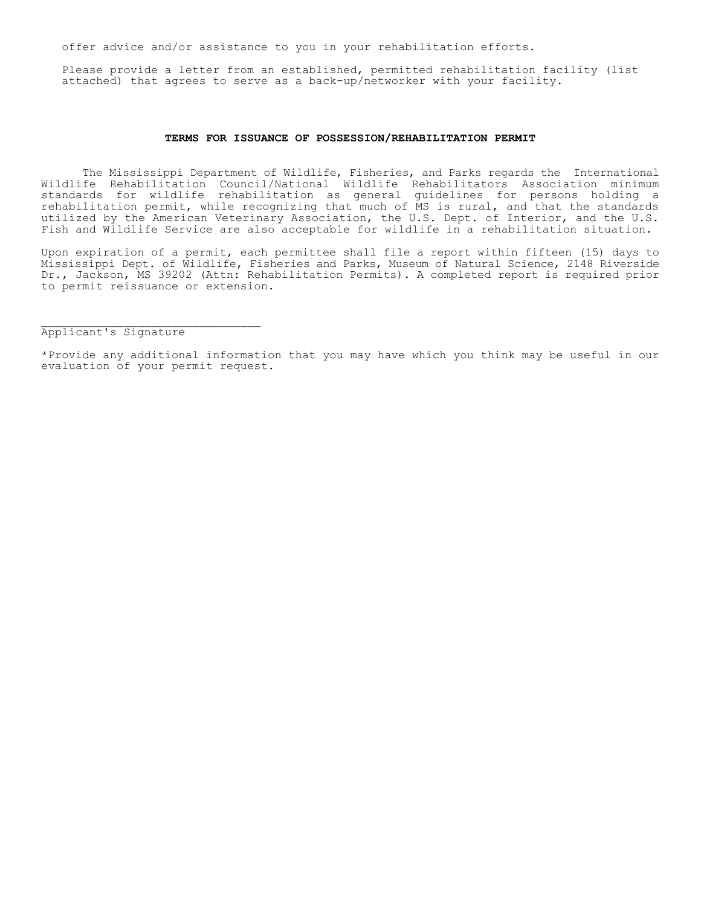offer advice and/or assistance to you in your rehabilitation efforts.

Please provide a letter from an established, permitted rehabilitation facility (list attached) that agrees to serve as a back-up/networker with your facility.

## TERMS FOR ISSUANCE OF POSSESSION/REHABILITATION PERMIT

The Mississippi Department of Wildlife, Fisheries, and Parks regards the International Wildlife Rehabilitation Council/National Wildlife Rehabilitators Association minimum standards for wildlife rehabilitation as general guidelines for persons holding a rehabilitation permit, while recognizing that much of MS is rural, and that the standards utilized by the American Veterinary Association, the U.S. Dept. of Interior, and the U.S. Fish and Wildlife Service are also acceptable for wildlife in a rehabilitation situation.

Upon expiration of a permit, each permittee shall file a report within fifteen (15) days to Mississippi Dept. of Wildlife, Fisheries and Parks, Museum of Natural Science, 2148 Riverside Dr., Jackson, MS 39202 (Attn: Rehabilitation Permits). A completed report is required prior to permit reissuance or extension.

________________________________
Applicant's Signature

*Provide any additional information that you may have which you think may be useful in our evaluation of your permit request.